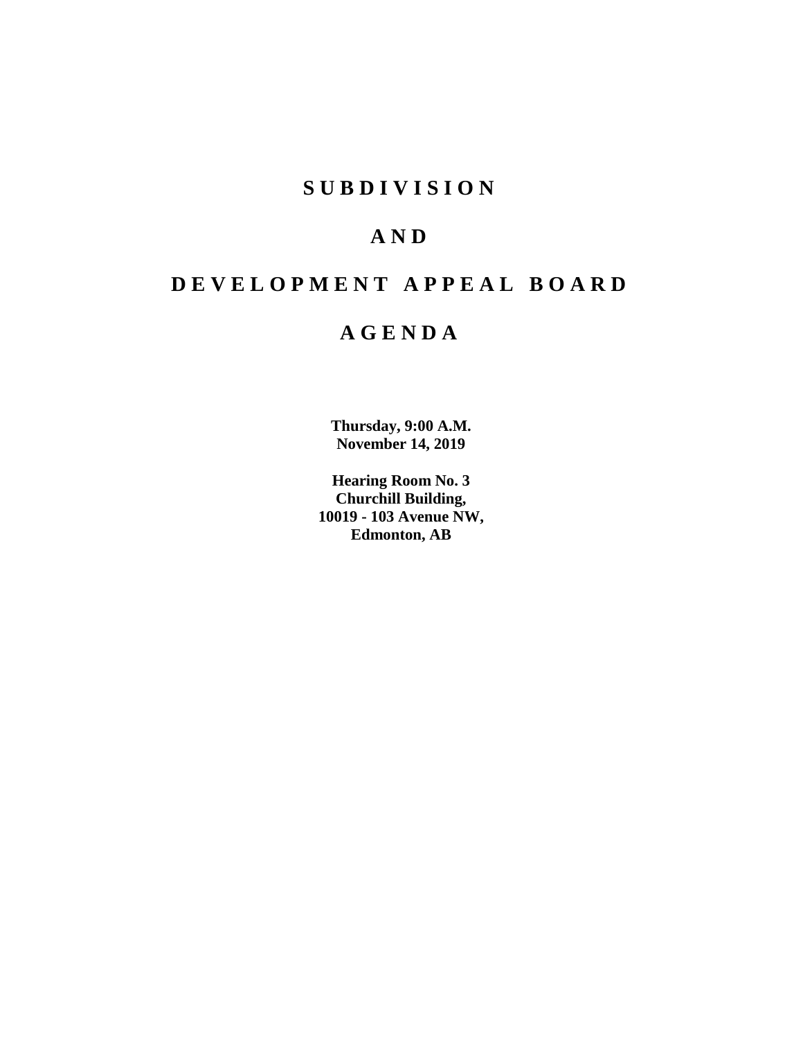# SUBDIVISION

# AND

# DEVELOPMENT APPEAL BOARD

# AGENDA

**Thursday, 9:00 A.M.**
**November 14, 2019**

**Hearing Room No. 3**
**Churchill Building,**
**10019 - 103 Avenue NW,**
**Edmonton, AB**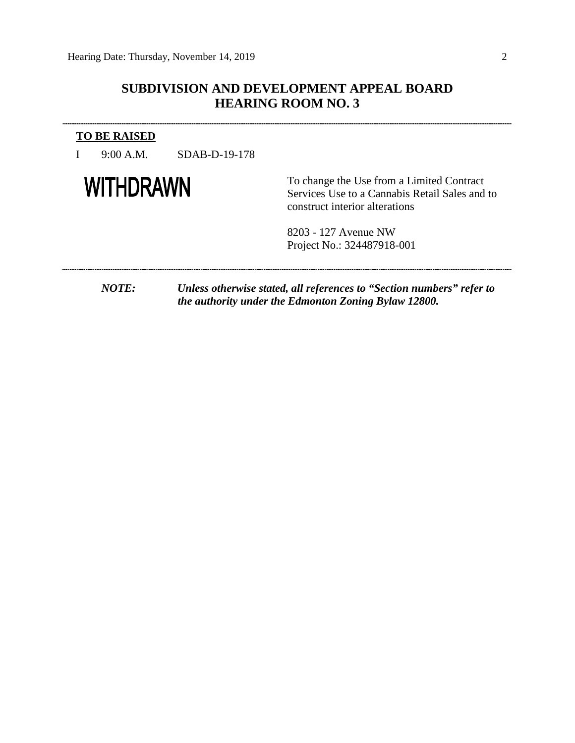## SUBDIVISION AND DEVELOPMENT APPEAL BOARD
## HEARING ROOM NO. 3

---

**TO BE RAISED**

I 9:00 A.M. SDAB-D-19-178

**WITHDRAWN**

To change the Use from a Limited Contract Services Use to a Cannabis Retail Sales and to construct interior alterations

8203 - 127 Avenue NW
Project No.: 324487918-001

---

***NOTE:*** ***Unless otherwise stated, all references to "Section numbers" refer to the authority under the Edmonton Zoning Bylaw 12800.***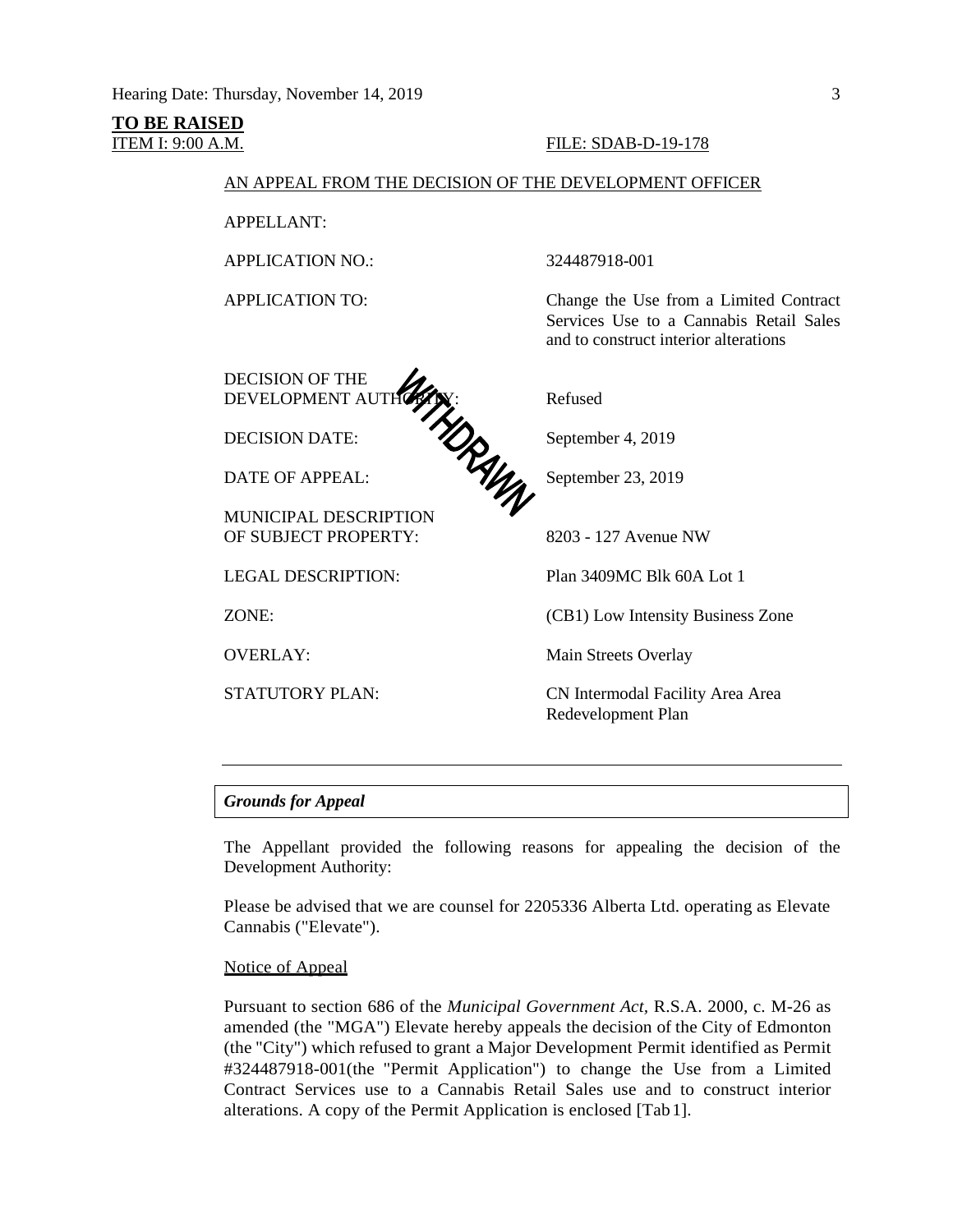**TO BE RAISED**

ITEM I: 9:00 A.M. FILE: SDAB-D-19-178

AN APPEAL FROM THE DECISION OF THE DEVELOPMENT OFFICER

WITHDRAWN

| | |
|---|---|
| APPELLANT: | |
| APPLICATION NO.: | 324487918-001 |
| APPLICATION TO: | Change the Use from a Limited Contract Services Use to a Cannabis Retail Sales and to construct interior alterations |
| DECISION OF THE DEVELOPMENT AUTHORITY: | Refused |
| DECISION DATE: | September 4, 2019 |
| DATE OF APPEAL: | September 23, 2019 |
| MUNICIPAL DESCRIPTION OF SUBJECT PROPERTY: | 8203 - 127 Avenue NW |
| LEGAL DESCRIPTION: | Plan 3409MC Blk 60A Lot 1 |
| ZONE: | (CB1) Low Intensity Business Zone |
| OVERLAY: | Main Streets Overlay |
| STATUTORY PLAN: | CN Intermodal Facility Area Area Redevelopment Plan |

---

***Grounds for Appeal***

The Appellant provided the following reasons for appealing the decision of the Development Authority:

Please be advised that we are counsel for 2205336 Alberta Ltd. operating as Elevate Cannabis ("Elevate").

Notice of Appeal

Pursuant to section 686 of the *Municipal Government Act*, R.S.A. 2000, c. M-26 as amended (the "MGA") Elevate hereby appeals the decision of the City of Edmonton (the "City") which refused to grant a Major Development Permit identified as Permit #324487918-001(the "Permit Application") to change the Use from a Limited Contract Services use to a Cannabis Retail Sales use and to construct interior alterations. A copy of the Permit Application is enclosed [Tab 1].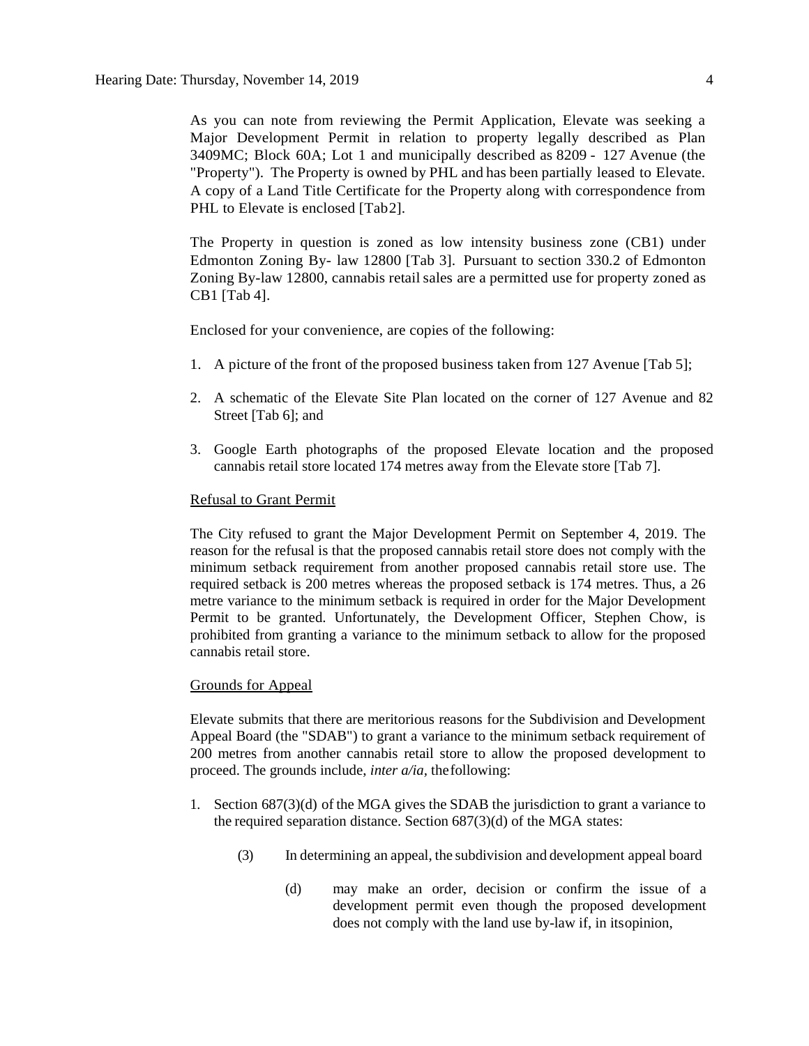As you can note from reviewing the Permit Application, Elevate was seeking a Major Development Permit in relation to property legally described as Plan 3409MC; Block 60A; Lot 1 and municipally described as 8209 - 127 Avenue (the "Property"). The Property is owned by PHL and has been partially leased to Elevate. A copy of a Land Title Certificate for the Property along with correspondence from PHL to Elevate is enclosed [Tab2].

The Property in question is zoned as low intensity business zone (CB1) under Edmonton Zoning By- law 12800 [Tab 3]. Pursuant to section 330.2 of Edmonton Zoning By-law 12800, cannabis retail sales are a permitted use for property zoned as CB1 [Tab 4].

Enclosed for your convenience, are copies of the following:

1. A picture of the front of the proposed business taken from 127 Avenue [Tab 5];
2. A schematic of the Elevate Site Plan located on the corner of 127 Avenue and 82 Street [Tab 6]; and
3. Google Earth photographs of the proposed Elevate location and the proposed cannabis retail store located 174 metres away from the Elevate store [Tab 7].

Refusal to Grant Permit

The City refused to grant the Major Development Permit on September 4, 2019. The reason for the refusal is that the proposed cannabis retail store does not comply with the minimum setback requirement from another proposed cannabis retail store use. The required setback is 200 metres whereas the proposed setback is 174 metres. Thus, a 26 metre variance to the minimum setback is required in order for the Major Development Permit to be granted. Unfortunately, the Development Officer, Stephen Chow, is prohibited from granting a variance to the minimum setback to allow for the proposed cannabis retail store.

Grounds for Appeal

Elevate submits that there are meritorious reasons for the Subdivision and Development Appeal Board (the "SDAB") to grant a variance to the minimum setback requirement of 200 metres from another cannabis retail store to allow the proposed development to proceed. The grounds include, *inter a/ia*, the following:

1. Section 687(3)(d) of the MGA gives the SDAB the jurisdiction to grant a variance to the required separation distance. Section 687(3)(d) of the MGA states:

   (3) In determining an appeal, the subdivision and development appeal board

   (d) may make an order, decision or confirm the issue of a development permit even though the proposed development does not comply with the land use by-law if, in its opinion,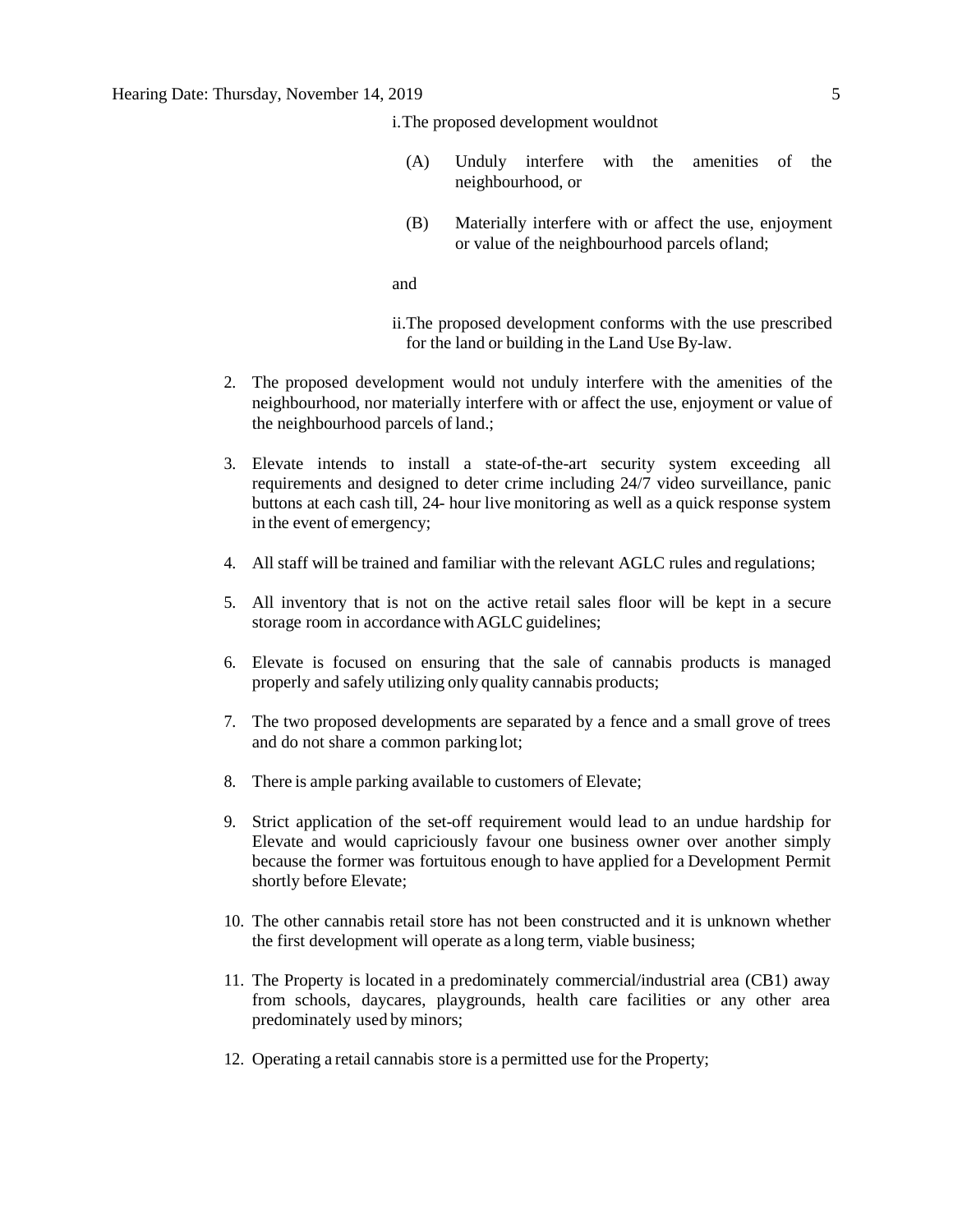i. The proposed development would not

(A) Unduly interfere with the amenities of the neighbourhood, or

(B) Materially interfere with or affect the use, enjoyment or value of the neighbourhood parcels of land;

and

ii. The proposed development conforms with the use prescribed for the land or building in the Land Use By-law.

2. The proposed development would not unduly interfere with the amenities of the neighbourhood, nor materially interfere with or affect the use, enjoyment or value of the neighbourhood parcels of land.;

3. Elevate intends to install a state-of-the-art security system exceeding all requirements and designed to deter crime including 24/7 video surveillance, panic buttons at each cash till, 24- hour live monitoring as well as a quick response system in the event of emergency;

4. All staff will be trained and familiar with the relevant AGLC rules and regulations;

5. All inventory that is not on the active retail sales floor will be kept in a secure storage room in accordance with AGLC guidelines;

6. Elevate is focused on ensuring that the sale of cannabis products is managed properly and safely utilizing only quality cannabis products;

7. The two proposed developments are separated by a fence and a small grove of trees and do not share a common parking lot;

8. There is ample parking available to customers of Elevate;

9. Strict application of the set-off requirement would lead to an undue hardship for Elevate and would capriciously favour one business owner over another simply because the former was fortuitous enough to have applied for a Development Permit shortly before Elevate;

10. The other cannabis retail store has not been constructed and it is unknown whether the first development will operate as a long term, viable business;

11. The Property is located in a predominately commercial/industrial area (CB1) away from schools, daycares, playgrounds, health care facilities or any other area predominately used by minors;

12. Operating a retail cannabis store is a permitted use for the Property;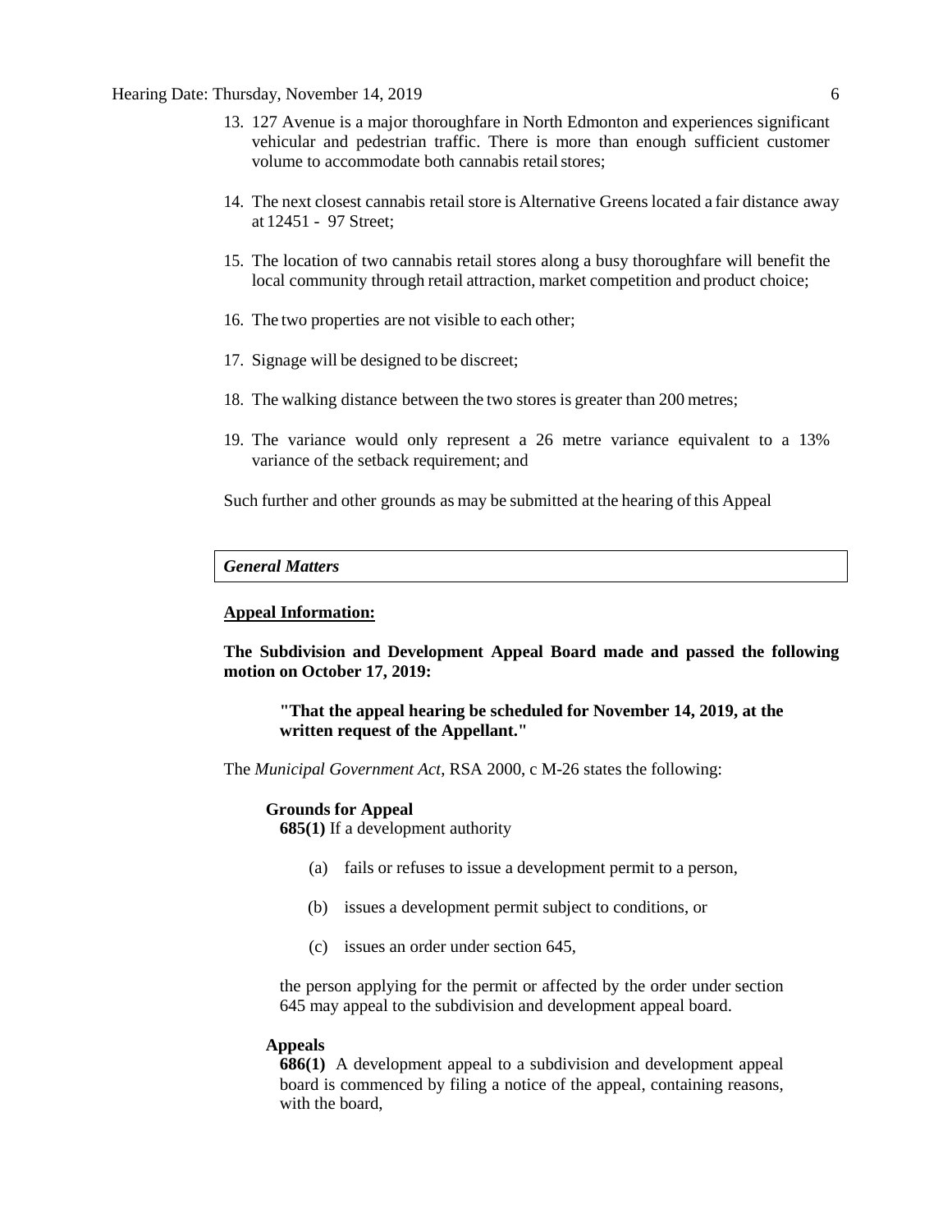13. 127 Avenue is a major thoroughfare in North Edmonton and experiences significant vehicular and pedestrian traffic. There is more than enough sufficient customer volume to accommodate both cannabis retail stores;

14. The next closest cannabis retail store is Alternative Greens located a fair distance away at 12451 - 97 Street;

15. The location of two cannabis retail stores along a busy thoroughfare will benefit the local community through retail attraction, market competition and product choice;

16. The two properties are not visible to each other;

17. Signage will be designed to be discreet;

18. The walking distance between the two stores is greater than 200 metres;

19. The variance would only represent a 26 metre variance equivalent to a 13% variance of the setback requirement; and

Such further and other grounds as may be submitted at the hearing of this Appeal

| *General Matters* |
|---|

**Appeal Information:**

**The Subdivision and Development Appeal Board made and passed the following motion on October 17, 2019:**

> **"That the appeal hearing be scheduled for November 14, 2019, at the written request of the Appellant."**

The *Municipal Government Act*, RSA 2000, c M-26 states the following:

**Grounds for Appeal**
**685(1)** If a development authority

(a) fails or refuses to issue a development permit to a person,

(b) issues a development permit subject to conditions, or

(c) issues an order under section 645,

the person applying for the permit or affected by the order under section 645 may appeal to the subdivision and development appeal board.

**Appeals**
**686(1)** A development appeal to a subdivision and development appeal board is commenced by filing a notice of the appeal, containing reasons, with the board,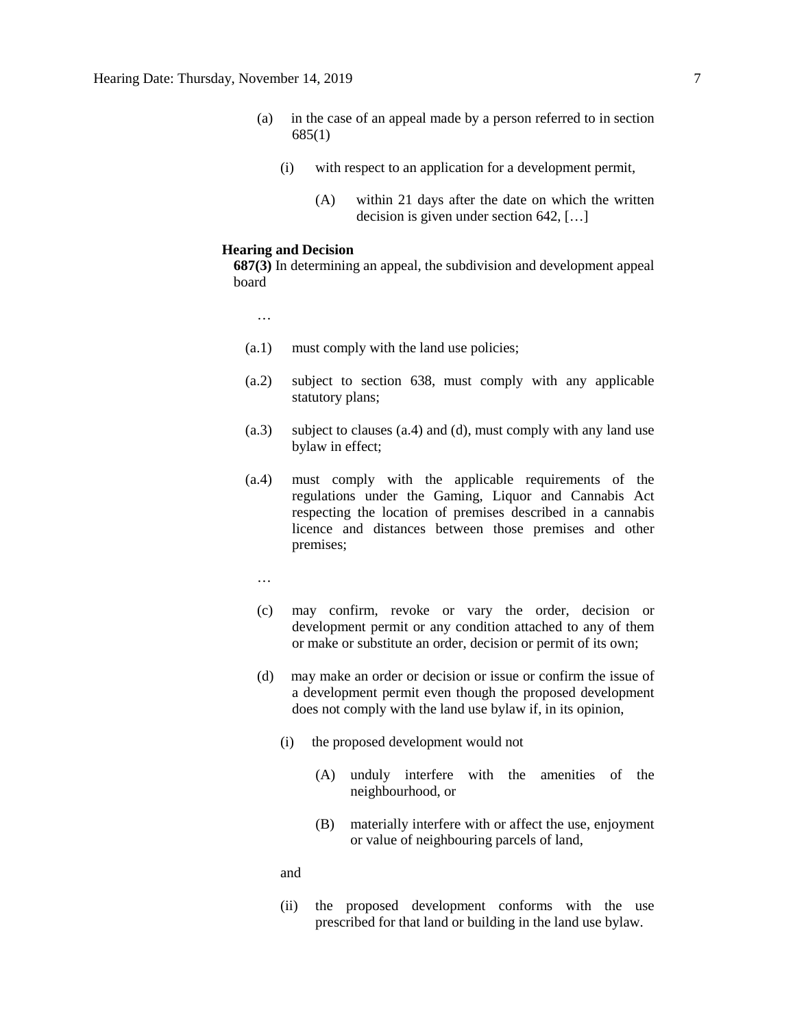(a) in the case of an appeal made by a person referred to in section 685(1)

(i) with respect to an application for a development permit,

(A) within 21 days after the date on which the written decision is given under section 642, […]

**Hearing and Decision**

**687(3)** In determining an appeal, the subdivision and development appeal board

…

(a.1) must comply with the land use policies;

(a.2) subject to section 638, must comply with any applicable statutory plans;

(a.3) subject to clauses (a.4) and (d), must comply with any land use bylaw in effect;

(a.4) must comply with the applicable requirements of the regulations under the Gaming, Liquor and Cannabis Act respecting the location of premises described in a cannabis licence and distances between those premises and other premises;

…

(c) may confirm, revoke or vary the order, decision or development permit or any condition attached to any of them or make or substitute an order, decision or permit of its own;

(d) may make an order or decision or issue or confirm the issue of a development permit even though the proposed development does not comply with the land use bylaw if, in its opinion,

(i) the proposed development would not

(A) unduly interfere with the amenities of the neighbourhood, or

(B) materially interfere with or affect the use, enjoyment or value of neighbouring parcels of land,

and

(ii) the proposed development conforms with the use prescribed for that land or building in the land use bylaw.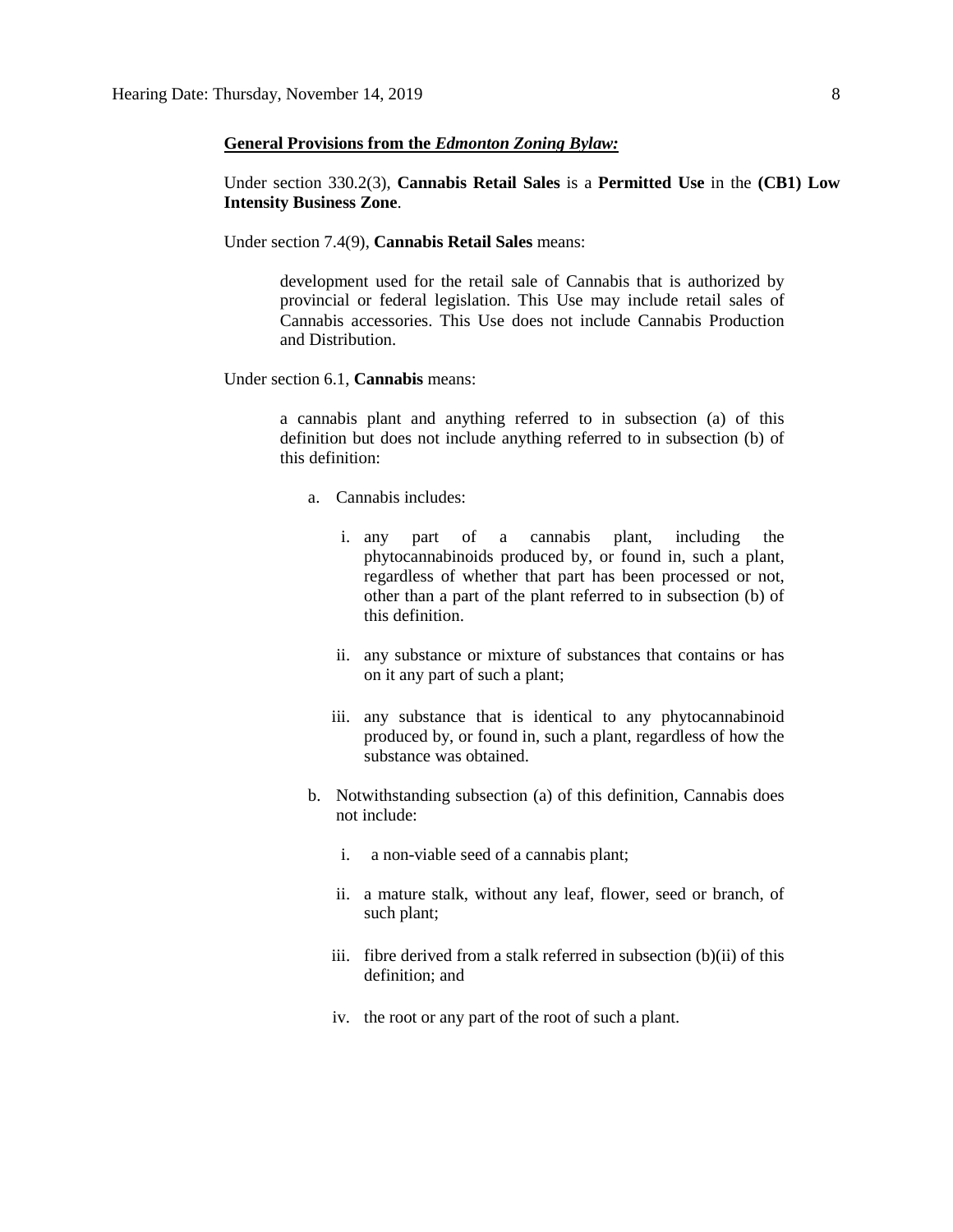**General Provisions from the *Edmonton Zoning Bylaw:***

Under section 330.2(3), **Cannabis Retail Sales** is a **Permitted Use** in the **(CB1) Low Intensity Business Zone**.

Under section 7.4(9), **Cannabis Retail Sales** means:

> development used for the retail sale of Cannabis that is authorized by provincial or federal legislation. This Use may include retail sales of Cannabis accessories. This Use does not include Cannabis Production and Distribution.

Under section 6.1, **Cannabis** means:

> a cannabis plant and anything referred to in subsection (a) of this definition but does not include anything referred to in subsection (b) of this definition:
>
> a. Cannabis includes:
>
> i. any part of a cannabis plant, including the phytocannabinoids produced by, or found in, such a plant, regardless of whether that part has been processed or not, other than a part of the plant referred to in subsection (b) of this definition.
>
> ii. any substance or mixture of substances that contains or has on it any part of such a plant;
>
> iii. any substance that is identical to any phytocannabinoid produced by, or found in, such a plant, regardless of how the substance was obtained.
>
> b. Notwithstanding subsection (a) of this definition, Cannabis does not include:
>
> i. a non-viable seed of a cannabis plant;
>
> ii. a mature stalk, without any leaf, flower, seed or branch, of such plant;
>
> iii. fibre derived from a stalk referred in subsection (b)(ii) of this definition; and
>
> iv. the root or any part of the root of such a plant.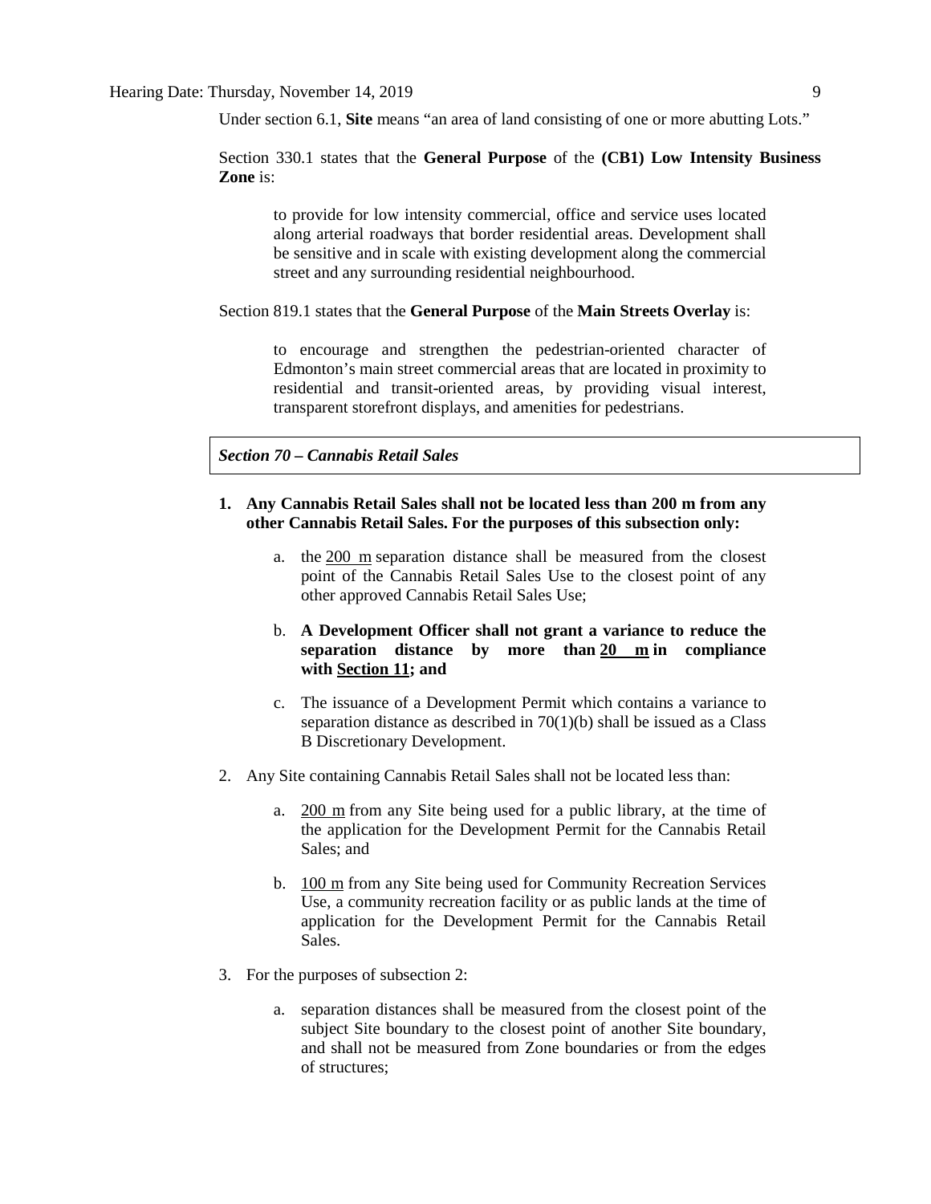Under section 6.1, **Site** means "an area of land consisting of one or more abutting Lots."

Section 330.1 states that the **General Purpose** of the **(CB1) Low Intensity Business Zone** is:

> to provide for low intensity commercial, office and service uses located along arterial roadways that border residential areas. Development shall be sensitive and in scale with existing development along the commercial street and any surrounding residential neighbourhood.

Section 819.1 states that the **General Purpose** of the **Main Streets Overlay** is:

> to encourage and strengthen the pedestrian-oriented character of Edmonton's main street commercial areas that are located in proximity to residential and transit-oriented areas, by providing visual interest, transparent storefront displays, and amenities for pedestrians.

***Section 70 – Cannabis Retail Sales***

1. **Any Cannabis Retail Sales shall not be located less than 200 m from any other Cannabis Retail Sales. For the purposes of this subsection only:**
   a. the 200 m separation distance shall be measured from the closest point of the Cannabis Retail Sales Use to the closest point of any other approved Cannabis Retail Sales Use;
   b. **A Development Officer shall not grant a variance to reduce the separation distance by more than 20 m in compliance with Section 11; and**
   c. The issuance of a Development Permit which contains a variance to separation distance as described in 70(1)(b) shall be issued as a Class B Discretionary Development.
2. Any Site containing Cannabis Retail Sales shall not be located less than:
   a. 200 m from any Site being used for a public library, at the time of the application for the Development Permit for the Cannabis Retail Sales; and
   b. 100 m from any Site being used for Community Recreation Services Use, a community recreation facility or as public lands at the time of application for the Development Permit for the Cannabis Retail Sales.
3. For the purposes of subsection 2:
   a. separation distances shall be measured from the closest point of the subject Site boundary to the closest point of another Site boundary, and shall not be measured from Zone boundaries or from the edges of structures;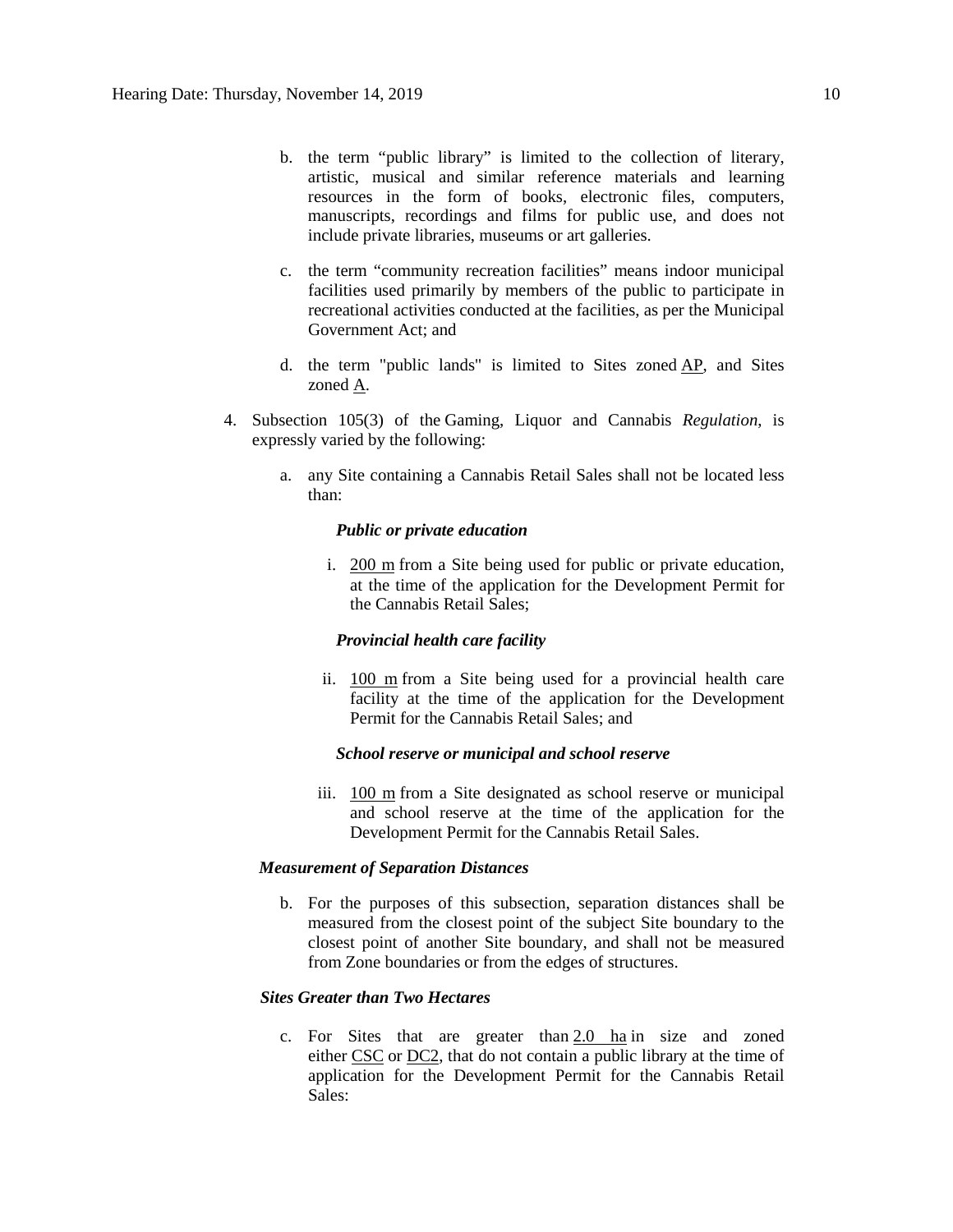b. the term "public library" is limited to the collection of literary, artistic, musical and similar reference materials and learning resources in the form of books, electronic files, computers, manuscripts, recordings and films for public use, and does not include private libraries, museums or art galleries.

c. the term "community recreation facilities" means indoor municipal facilities used primarily by members of the public to participate in recreational activities conducted at the facilities, as per the Municipal Government Act; and

d. the term "public lands" is limited to Sites zoned AP, and Sites zoned A.

4. Subsection 105(3) of the Gaming, Liquor and Cannabis *Regulation*, is expressly varied by the following:

   a. any Site containing a Cannabis Retail Sales shall not be located less than:

      ***Public or private education***

      i. 200 m from a Site being used for public or private education, at the time of the application for the Development Permit for the Cannabis Retail Sales;

      ***Provincial health care facility***

      ii. 100 m from a Site being used for a provincial health care facility at the time of the application for the Development Permit for the Cannabis Retail Sales; and

      ***School reserve or municipal and school reserve***

      iii. 100 m from a Site designated as school reserve or municipal and school reserve at the time of the application for the Development Permit for the Cannabis Retail Sales.

   ***Measurement of Separation Distances***

   b. For the purposes of this subsection, separation distances shall be measured from the closest point of the subject Site boundary to the closest point of another Site boundary, and shall not be measured from Zone boundaries or from the edges of structures.

   ***Sites Greater than Two Hectares***

   c. For Sites that are greater than 2.0 ha in size and zoned either CSC or DC2, that do not contain a public library at the time of application for the Development Permit for the Cannabis Retail Sales: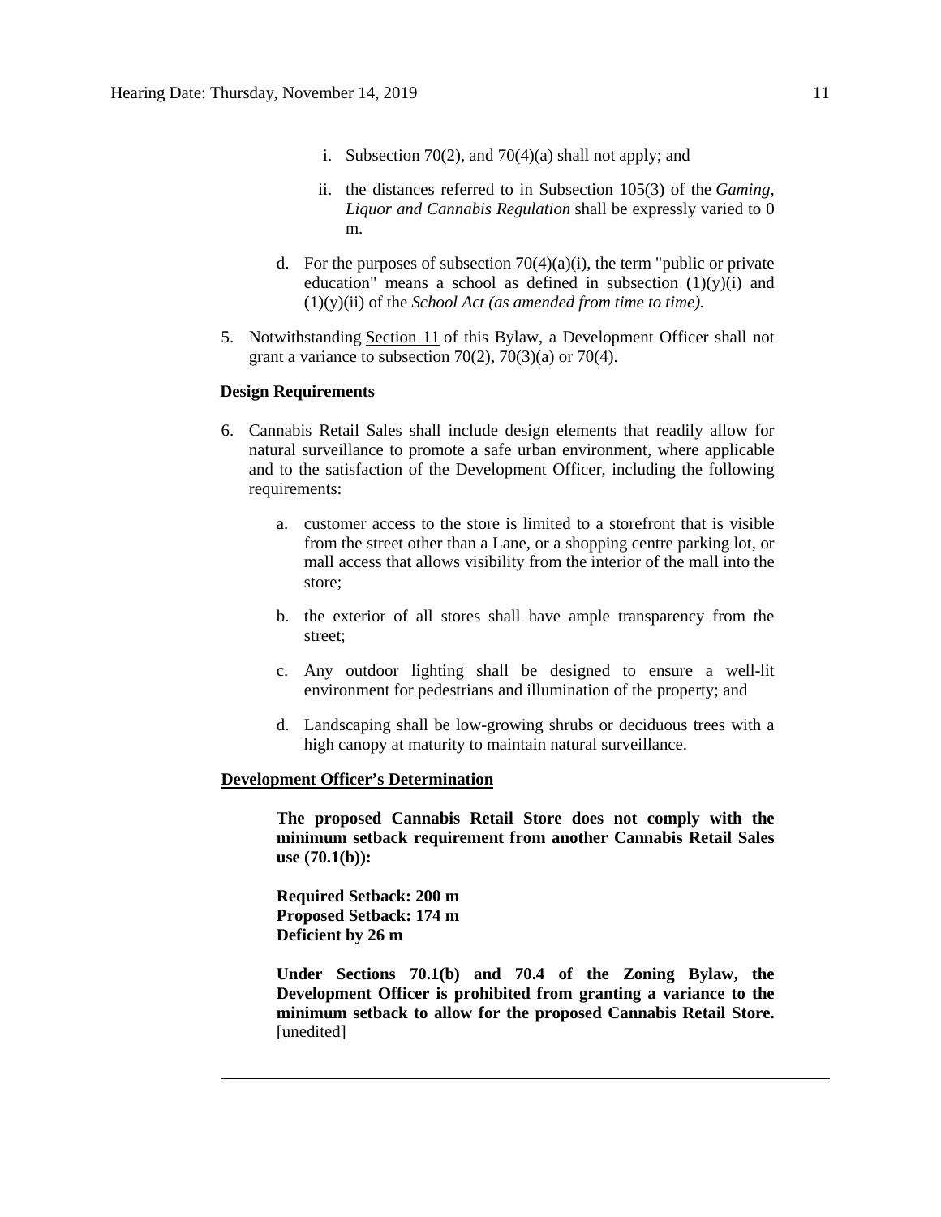i. Subsection 70(2), and 70(4)(a) shall not apply; and

   ii. the distances referred to in Subsection 105(3) of the *Gaming, Liquor and Cannabis Regulation* shall be expressly varied to 0 m.

d. For the purposes of subsection 70(4)(a)(i), the term "public or private education" means a school as defined in subsection (1)(y)(i) and (1)(y)(ii) of the *School Act (as amended from time to time).*

5. Notwithstanding Section 11 of this Bylaw, a Development Officer shall not grant a variance to subsection 70(2), 70(3)(a) or 70(4).

**Design Requirements**

6. Cannabis Retail Sales shall include design elements that readily allow for natural surveillance to promote a safe urban environment, where applicable and to the satisfaction of the Development Officer, including the following requirements:

   a. customer access to the store is limited to a storefront that is visible from the street other than a Lane, or a shopping centre parking lot, or mall access that allows visibility from the interior of the mall into the store;

   b. the exterior of all stores shall have ample transparency from the street;

   c. Any outdoor lighting shall be designed to ensure a well-lit environment for pedestrians and illumination of the property; and

   d. Landscaping shall be low-growing shrubs or deciduous trees with a high canopy at maturity to maintain natural surveillance.

**Development Officer's Determination**

**The proposed Cannabis Retail Store does not comply with the minimum setback requirement from another Cannabis Retail Sales use (70.1(b)):**

**Required Setback: 200 m**
**Proposed Setback: 174 m**
**Deficient by 26 m**

**Under Sections 70.1(b) and 70.4 of the Zoning Bylaw, the Development Officer is prohibited from granting a variance to the minimum setback to allow for the proposed Cannabis Retail Store.** [unedited]

---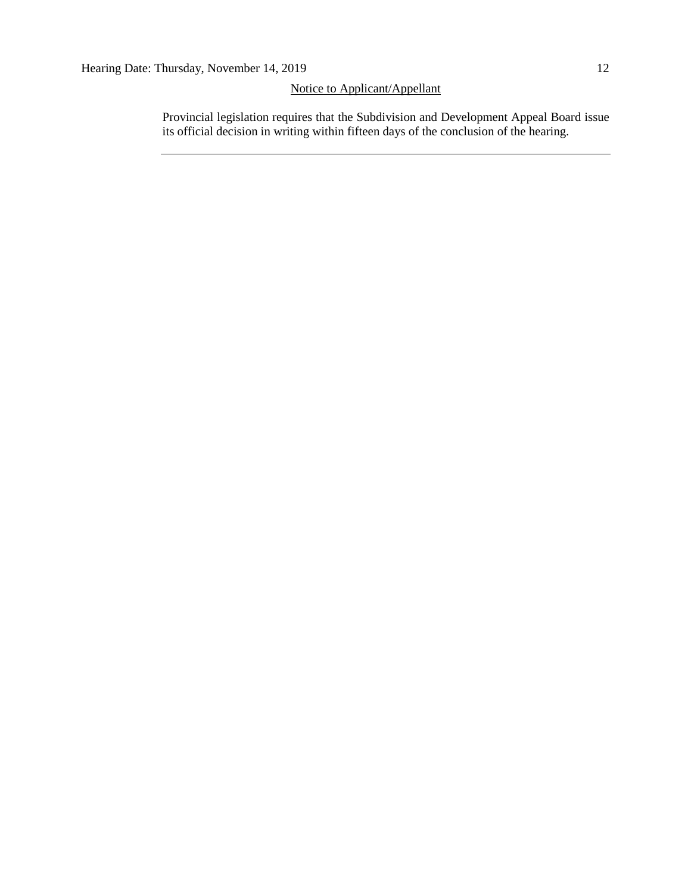Notice to Applicant/Appellant

Provincial legislation requires that the Subdivision and Development Appeal Board issue its official decision in writing within fifteen days of the conclusion of the hearing.

---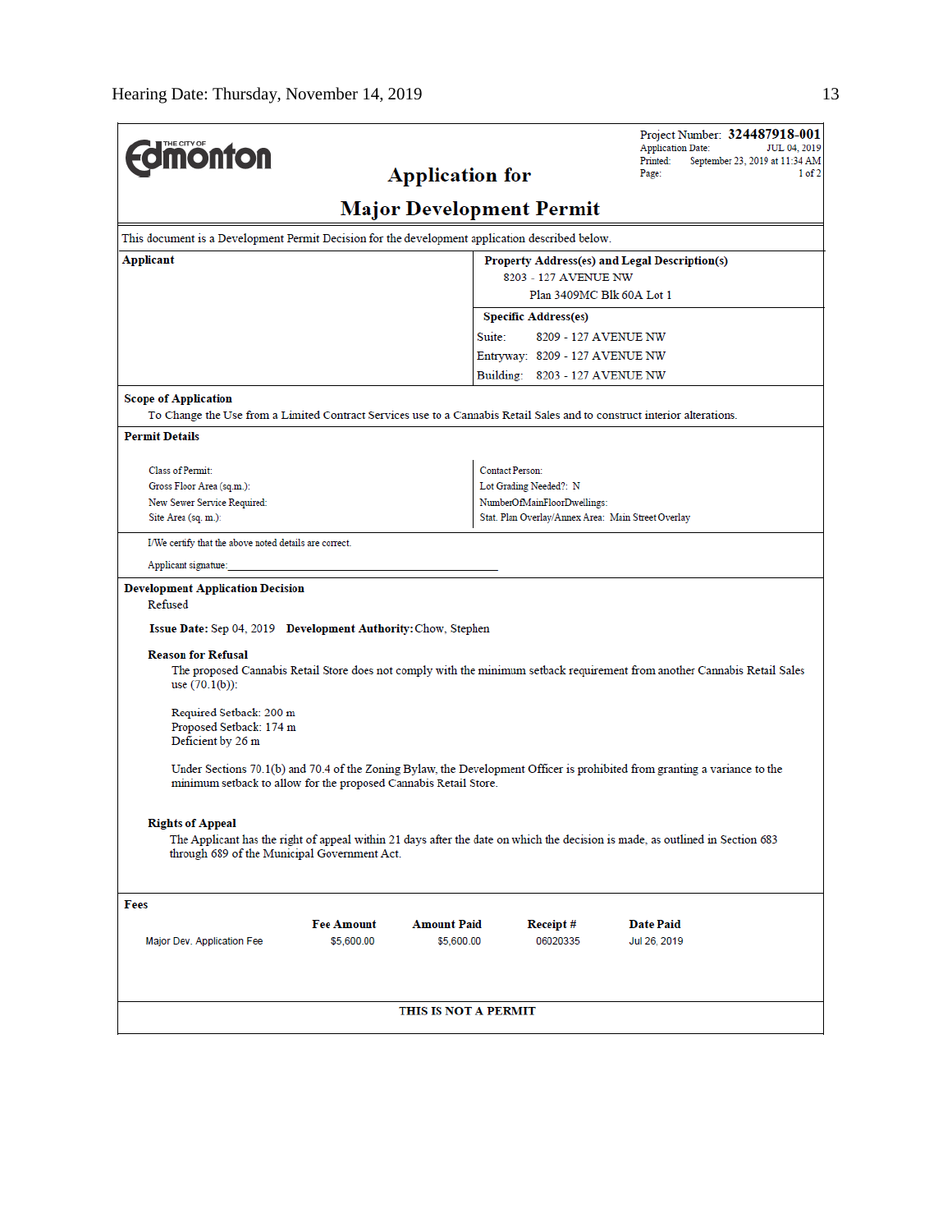**Edmonton** (THE CITY OF)

Project Number: **324487918-001**
Application Date: JUL 04, 2019
Printed: September 23, 2019 at 11:34 AM
Page: 1 of 2

# Application for

# Major Development Permit

This document is a Development Permit Decision for the development application described below.

| **Applicant** | **Property Address(es) and Legal Description(s)** |
|---|---|
| | 8203 - 127 AVENUE NW |
| | Plan 3409MC Blk 60A Lot 1 |
| | **Specific Address(es)** |
| | Suite: 8209 - 127 AVENUE NW |
| | Entryway: 8209 - 127 AVENUE NW |
| | Building: 8203 - 127 AVENUE NW |

**Scope of Application**

To Change the Use from a Limited Contract Services use to a Cannabis Retail Sales and to construct interior alterations.

**Permit Details**

| | |
|---|---|
| Class of Permit: | Contact Person: |
| Gross Floor Area (sq.m.): | Lot Grading Needed?: N |
| New Sewer Service Required: | NumberOfMainFloorDwellings: |
| Site Area (sq. m.): | Stat. Plan Overlay/Annex Area: Main Street Overlay |

I/We certify that the above noted details are correct.

Applicant signature: ______________________________

**Development Application Decision**

Refused

**Issue Date:** Sep 04, 2019 **Development Authority:** Chow, Stephen

**Reason for Refusal**

The proposed Cannabis Retail Store does not comply with the minimum setback requirement from another Cannabis Retail Sales use (70.1(b)):

Required Setback: 200 m
Proposed Setback: 174 m
Deficient by 26 m

Under Sections 70.1(b) and 70.4 of the Zoning Bylaw, the Development Officer is prohibited from granting a variance to the minimum setback to allow for the proposed Cannabis Retail Store.

**Rights of Appeal**

The Applicant has the right of appeal within 21 days after the date on which the decision is made, as outlined in Section 683 through 689 of the Municipal Government Act.

**Fees**

| | Fee Amount | Amount Paid | Receipt # | Date Paid |
|---|---|---|---|---|
| Major Dev. Application Fee | $5,600.00 | $5,600.00 | 06020335 | Jul 26, 2019 |

**THIS IS NOT A PERMIT**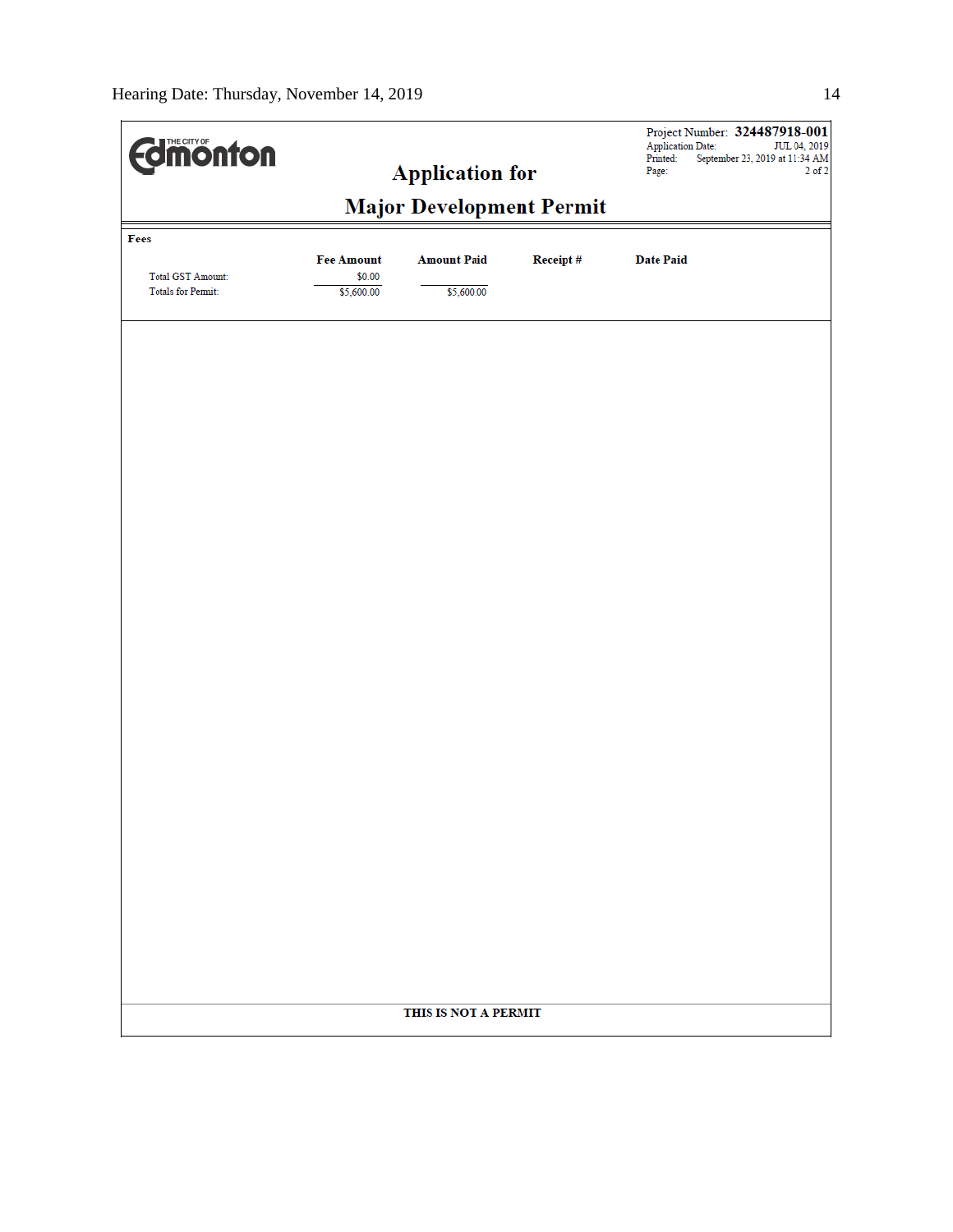THE CITY OF Edmonton

Project Number: **324487918-001**
Application Date: JUL 04, 2019
Printed: September 23, 2019 at 11:34 AM

## Application for

## Major Development Permit

**Fees**

| | Fee Amount | Amount Paid | Receipt # | Date Paid |
|---|---|---|---|---|
| Total GST Amount: | $0.00 | | | |
| Totals for Permit: | $5,600.00 | $5,600.00 | | |

**THIS IS NOT A PERMIT**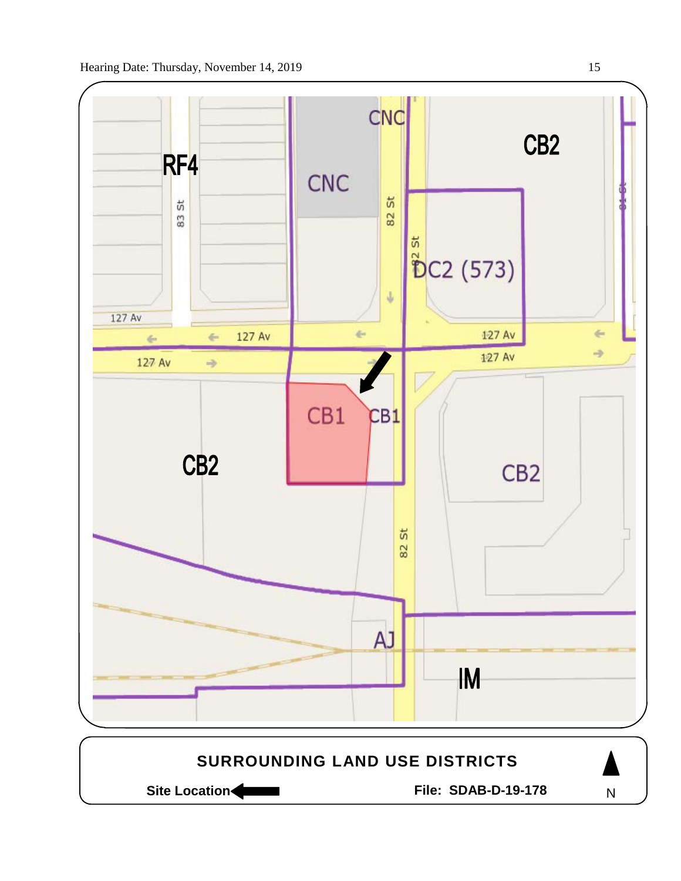CNC

CB2

RF4

CNC

83 St

82 St

82 St

DC2 (573)

127 Av

127 Av

127 Av

127 Av

127 Av

CB1

CB1

CB2

CB2

82 St

AJ

IM

**SURROUNDING LAND USE DISTRICTS**

**Site Location**

**File: SDAB-D-19-178**

N